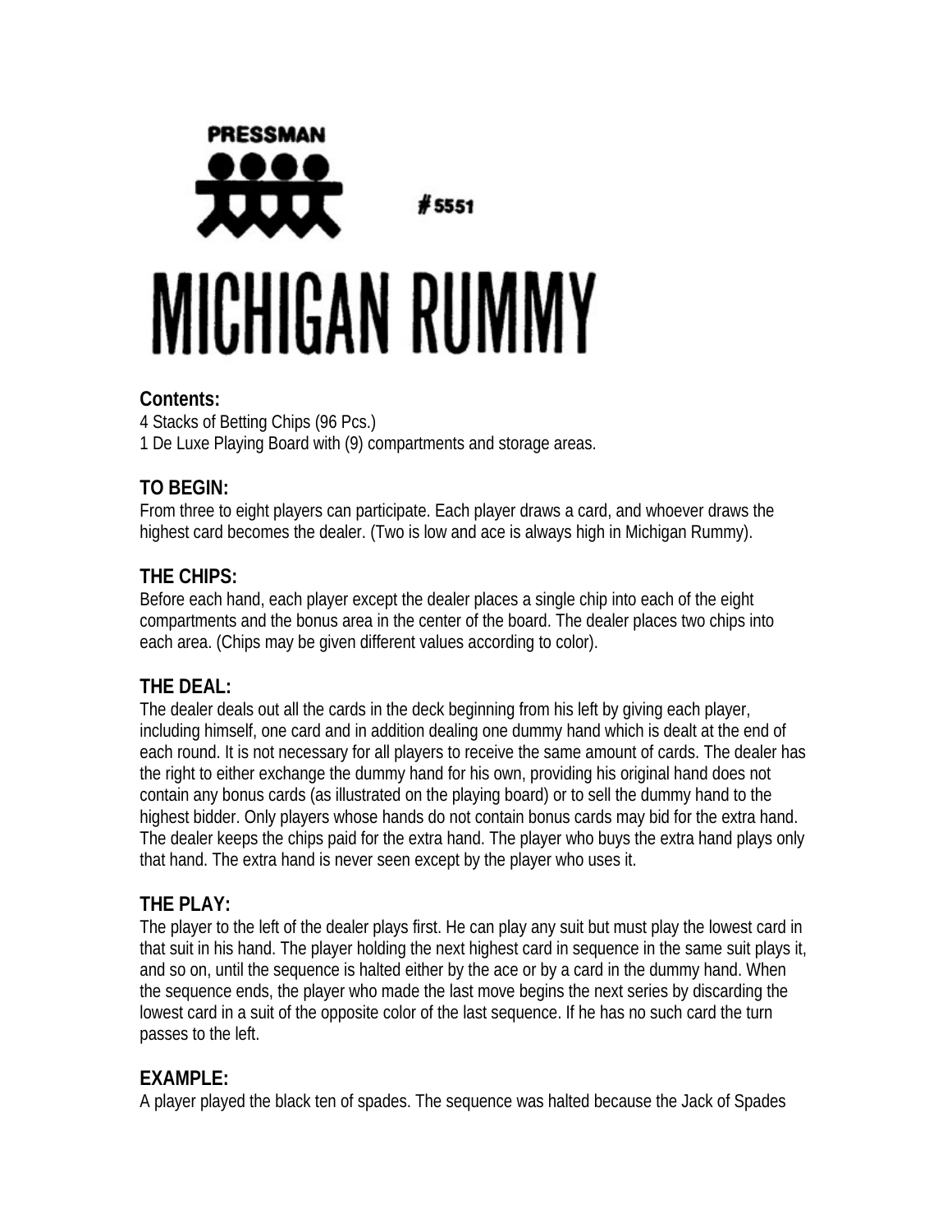PRESSMAN

#5551

# MICHIGAN RUMMY

**Contents:**
4 Stacks of Betting Chips (96 Pcs.)
1 De Luxe Playing Board with (9) compartments and storage areas.

## TO BEGIN:

From three to eight players can participate. Each player draws a card, and whoever draws the highest card becomes the dealer. (Two is low and ace is always high in Michigan Rummy).

## THE CHIPS:

Before each hand, each player except the dealer places a single chip into each of the eight compartments and the bonus area in the center of the board. The dealer places two chips into each area. (Chips may be given different values according to color).

## THE DEAL:

The dealer deals out all the cards in the deck beginning from his left by giving each player, including himself, one card and in addition dealing one dummy hand which is dealt at the end of each round. It is not necessary for all players to receive the same amount of cards. The dealer has the right to either exchange the dummy hand for his own, providing his original hand does not contain any bonus cards (as illustrated on the playing board) or to sell the dummy hand to the highest bidder. Only players whose hands do not contain bonus cards may bid for the extra hand. The dealer keeps the chips paid for the extra hand. The player who buys the extra hand plays only that hand. The extra hand is never seen except by the player who uses it.

## THE PLAY:

The player to the left of the dealer plays first. He can play any suit but must play the lowest card in that suit in his hand. The player holding the next highest card in sequence in the same suit plays it, and so on, until the sequence is halted either by the ace or by a card in the dummy hand. When the sequence ends, the player who made the last move begins the next series by discarding the lowest card in a suit of the opposite color of the last sequence. If he has no such card the turn passes to the left.

## EXAMPLE:

A player played the black ten of spades. The sequence was halted because the Jack of Spades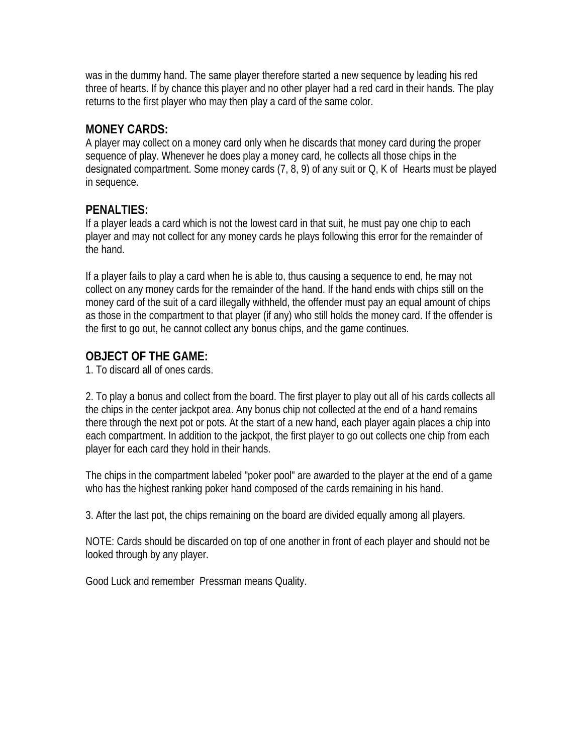was in the dummy hand. The same player therefore started a new sequence by leading his red three of hearts. If by chance this player and no other player had a red card in their hands. The play returns to the first player who may then play a card of the same color.

## MONEY CARDS:

A player may collect on a money card only when he discards that money card during the proper sequence of play. Whenever he does play a money card, he collects all those chips in the designated compartment. Some money cards (7, 8, 9) of any suit or Q, K of  Hearts must be played in sequence.

## PENALTIES:

If a player leads a card which is not the lowest card in that suit, he must pay one chip to each player and may not collect for any money cards he plays following this error for the remainder of the hand.

If a player fails to play a card when he is able to, thus causing a sequence to end, he may not collect on any money cards for the remainder of the hand. If the hand ends with chips still on the money card of the suit of a card illegally withheld, the offender must pay an equal amount of chips as those in the compartment to that player (if any) who still holds the money card. If the offender is the first to go out, he cannot collect any bonus chips, and the game continues.

## OBJECT OF THE GAME:

1. To discard all of ones cards.

2. To play a bonus and collect from the board. The first player to play out all of his cards collects all the chips in the center jackpot area. Any bonus chip not collected at the end of a hand remains there through the next pot or pots. At the start of a new hand, each player again places a chip into each compartment. In addition to the jackpot, the first player to go out collects one chip from each player for each card they hold in their hands.

The chips in the compartment labeled "poker pool" are awarded to the player at the end of a game who has the highest ranking poker hand composed of the cards remaining in his hand.

3. After the last pot, the chips remaining on the board are divided equally among all players.

NOTE: Cards should be discarded on top of one another in front of each player and should not be looked through by any player.

Good Luck and remember  Pressman means Quality.